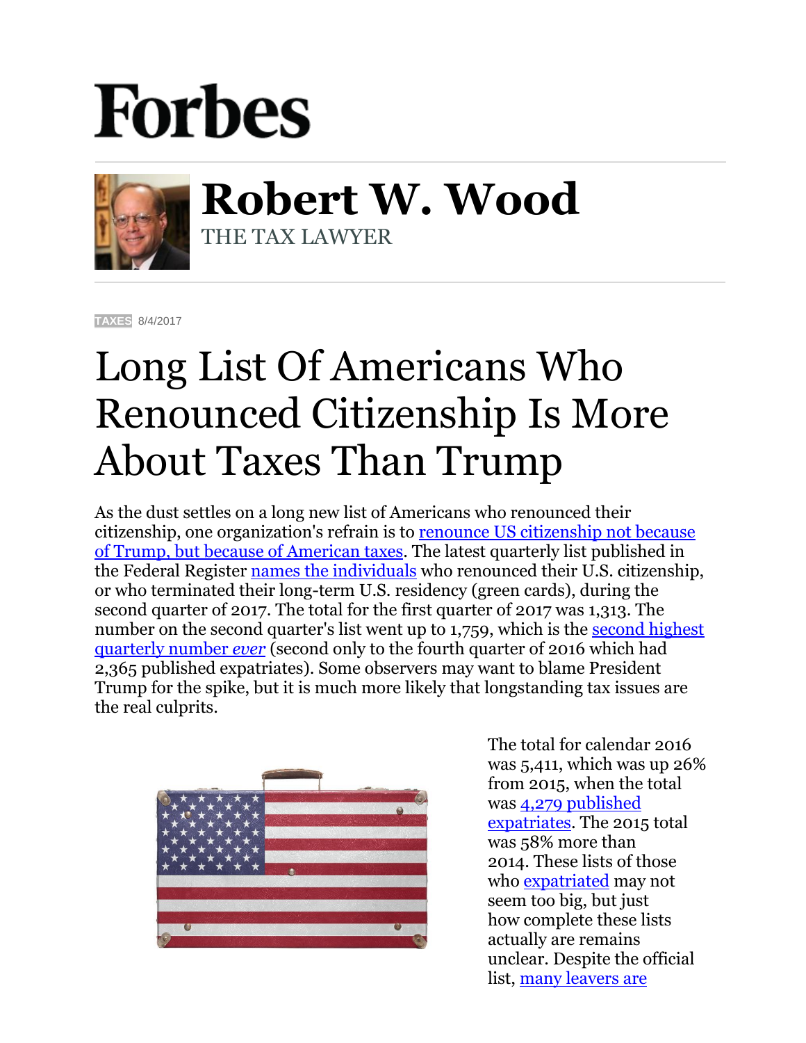# Forbes

## Robert W. Wood

THE TAX LAWYER

TAXES 8/4/2017

# Long List Of Americans Who Renounced Citizenship Is More About Taxes Than Trump

As the dust settles on a long new list of Americans who renounced their citizenship, one organization's refrain is to renounce US citizenship not because of Trump, but because of American taxes. The latest quarterly list published in the Federal Register names the individuals who renounced their U.S. citizenship, or who terminated their long-term U.S. residency (green cards), during the second quarter of 2017. The total for the first quarter of 2017 was 1,313. The number on the second quarter's list went up to 1,759, which is the second highest quarterly number *ever* (second only to the fourth quarter of 2016 which had 2,365 published expatriates). Some observers may want to blame President Trump for the spike, but it is much more likely that longstanding tax issues are the real culprits.

The total for calendar 2016 was 5,411, which was up 26% from 2015, when the total was 4,279 published expatriates. The 2015 total was 58% more than 2014. These lists of those who expatriated may not seem too big, but just how complete these lists actually are remains unclear. Despite the official list, many leavers are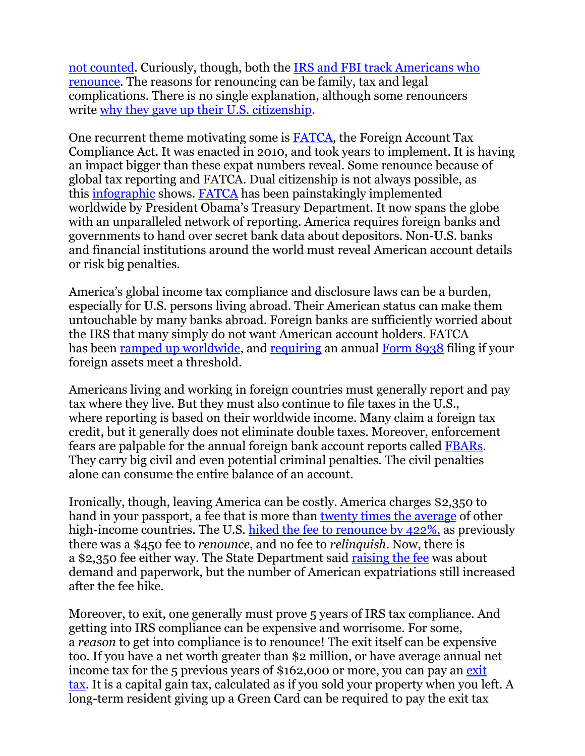not counted. Curiously, though, both the IRS and FBI track Americans who renounce. The reasons for renouncing can be family, tax and legal complications. There is no single explanation, although some renouncers write why they gave up their U.S. citizenship.

One recurrent theme motivating some is FATCA, the Foreign Account Tax Compliance Act. It was enacted in 2010, and took years to implement. It is having an impact bigger than these expat numbers reveal. Some renounce because of global tax reporting and FATCA. Dual citizenship is not always possible, as this infographic shows. FATCA has been painstakingly implemented worldwide by President Obama's Treasury Department. It now spans the globe with an unparalleled network of reporting. America requires foreign banks and governments to hand over secret bank data about depositors. Non-U.S. banks and financial institutions around the world must reveal American account details or risk big penalties.

America's global income tax compliance and disclosure laws can be a burden, especially for U.S. persons living abroad. Their American status can make them untouchable by many banks abroad. Foreign banks are sufficiently worried about the IRS that many simply do not want American account holders. FATCA has been ramped up worldwide, and requiring an annual Form 8938 filing if your foreign assets meet a threshold.

Americans living and working in foreign countries must generally report and pay tax where they live. But they must also continue to file taxes in the U.S., where reporting is based on their worldwide income. Many claim a foreign tax credit, but it generally does not eliminate double taxes. Moreover, enforcement fears are palpable for the annual foreign bank account reports called FBARs. They carry big civil and even potential criminal penalties. The civil penalties alone can consume the entire balance of an account.

Ironically, though, leaving America can be costly. America charges $2,350 to hand in your passport, a fee that is more than twenty times the average of other high-income countries. The U.S. hiked the fee to renounce by 422%, as previously there was a $450 fee to *renounce*, and no fee to *relinquish*. Now, there is a $2,350 fee either way. The State Department said raising the fee was about demand and paperwork, but the number of American expatriations still increased after the fee hike.

Moreover, to exit, one generally must prove 5 years of IRS tax compliance. And getting into IRS compliance can be expensive and worrisome. For some, a *reason* to get into compliance is to renounce! The exit itself can be expensive too. If you have a net worth greater than $2 million, or have average annual net income tax for the 5 previous years of $162,000 or more, you can pay an exit tax. It is a capital gain tax, calculated as if you sold your property when you left. A long-term resident giving up a Green Card can be required to pay the exit tax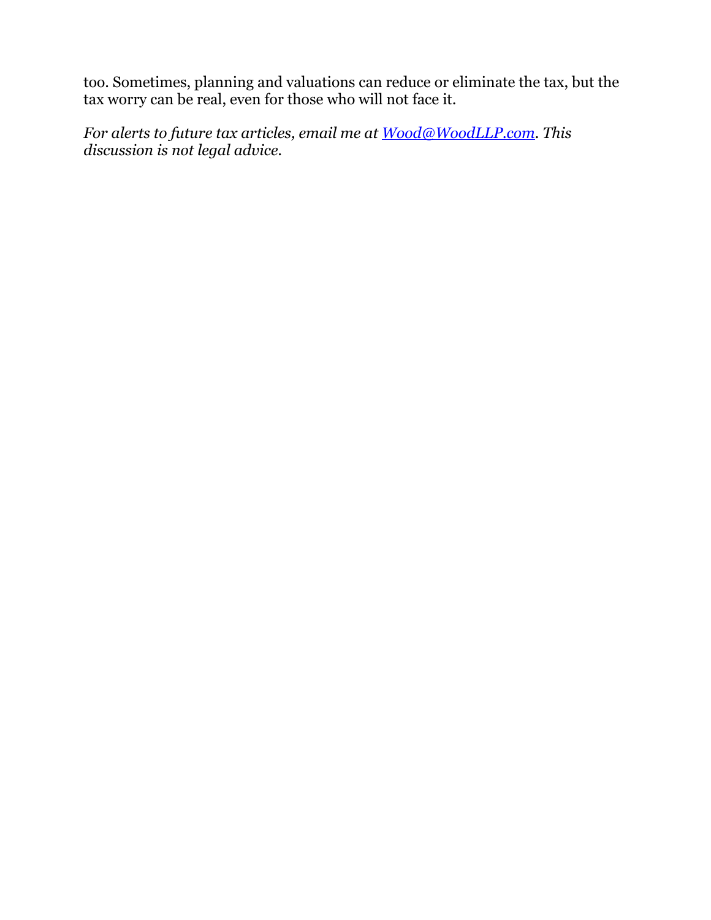too. Sometimes, planning and valuations can reduce or eliminate the tax, but the tax worry can be real, even for those who will not face it.

*For alerts to future tax articles, email me at [Wood@WoodLLP.com](mailto:Wood@WoodLLP.com). This discussion is not legal advice.*